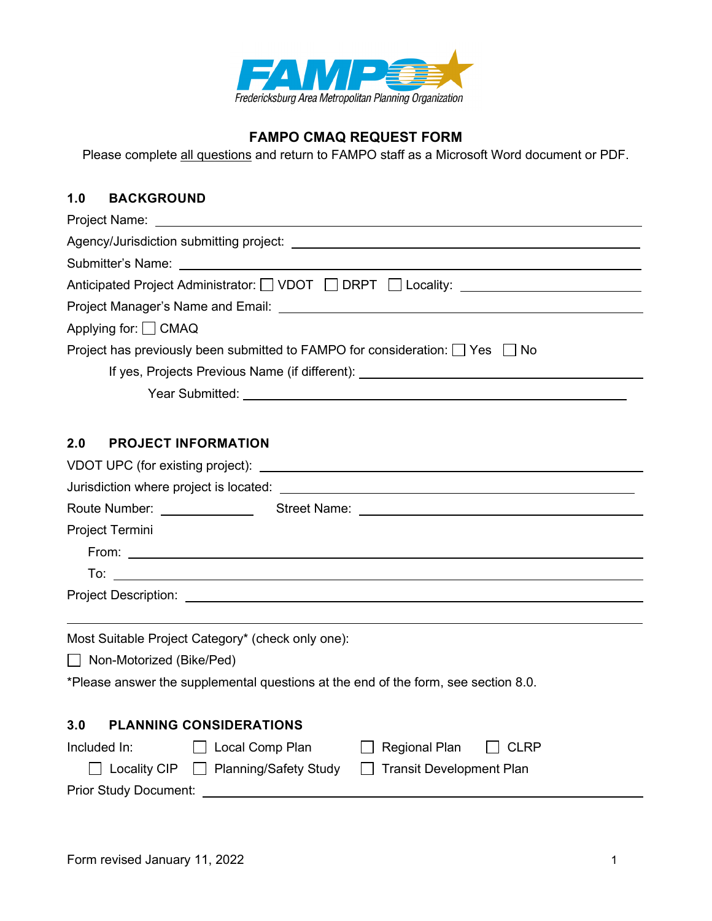FAMPO
Fredericksburg Area Metropolitan Planning Organization

# FAMPO CMAQ REQUEST FORM

Please complete all questions and return to FAMPO staff as a Microsoft Word document or PDF.

## 1.0 BACKGROUND

Project Name: ____________________

Agency/Jurisdiction submitting project: ____________________

Submitter's Name: ____________________

Anticipated Project Administrator: ☐ VDOT ☐ DRPT ☐ Locality: ____________________

Project Manager's Name and Email: ____________________

Applying for: ☐ CMAQ

Project has previously been submitted to FAMPO for consideration: ☐ Yes ☐ No

If yes, Projects Previous Name (if different): ____________________

Year Submitted: ____________________

## 2.0 PROJECT INFORMATION

VDOT UPC (for existing project): ____________________

Jurisdiction where project is located: ____________________

Route Number: __________ Street Name: ____________________

Project Termini

From: ____________________

To: ____________________

Project Description: ____________________

Most Suitable Project Category* (check only one):

☐ Non-Motorized (Bike/Ped)

*Please answer the supplemental questions at the end of the form, see section 8.0.

## 3.0 PLANNING CONSIDERATIONS

Included In: ☐ Local Comp Plan ☐ Regional Plan ☐ CLRP

☐ Locality CIP ☐ Planning/Safety Study ☐ Transit Development Plan

Prior Study Document: ____________________

Form revised January 11, 2022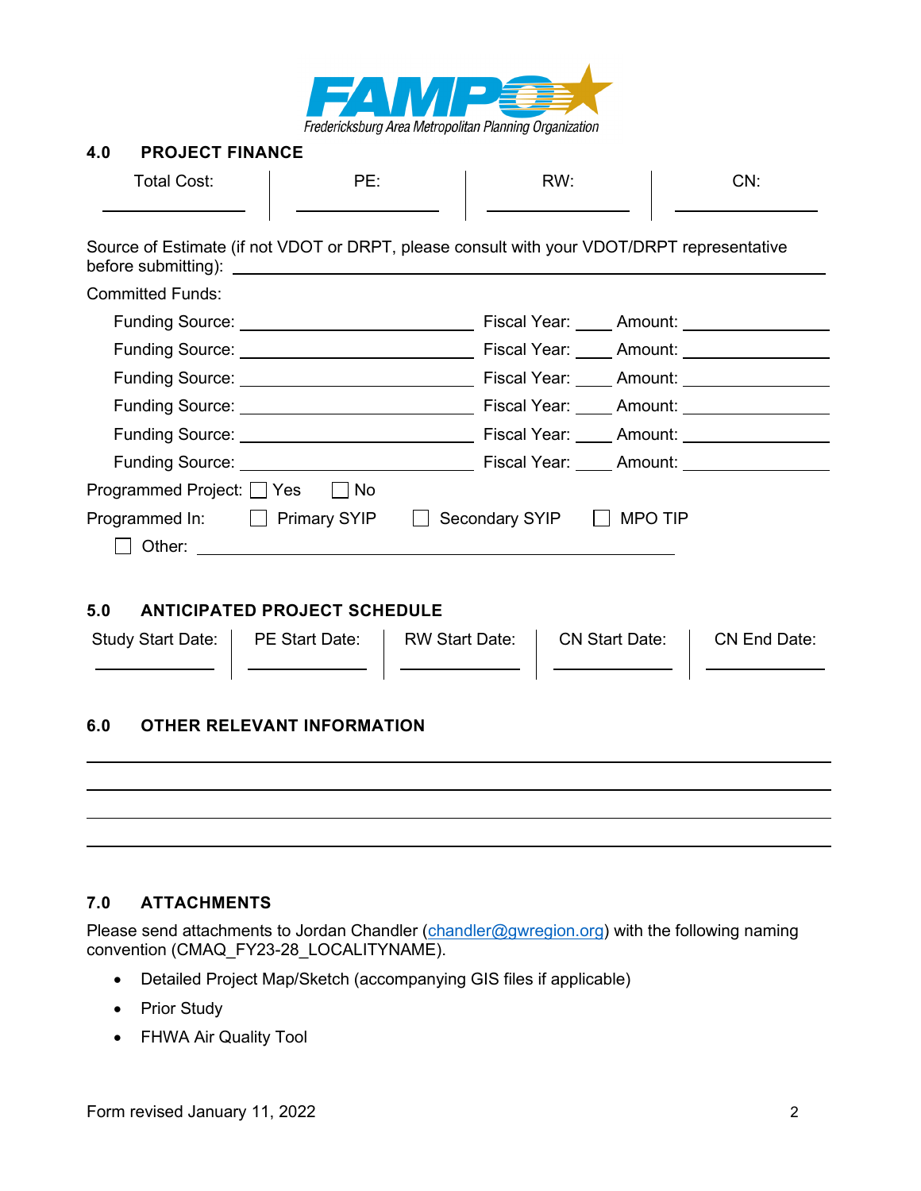FAMPO
Fredericksburg Area Metropolitan Planning Organization

## 4.0 PROJECT FINANCE

| Total Cost: | PE: | RW: | CN: |
| --- | --- | --- | --- |
| ______ | ______ | ______ | ______ |

Source of Estimate (if not VDOT or DRPT, please consult with your VDOT/DRPT representative before submitting): ______________________________

Committed Funds:

Funding Source: ______________________ Fiscal Year: ____ Amount: ______________

Funding Source: ______________________ Fiscal Year: ____ Amount: ______________

Funding Source: ______________________ Fiscal Year: ____ Amount: ______________

Funding Source: ______________________ Fiscal Year: ____ Amount: ______________

Funding Source: ______________________ Fiscal Year: ____ Amount: ______________

Funding Source: ______________________ Fiscal Year: ____ Amount: ______________

Programmed Project: ☐ Yes ☐ No

Programmed In: ☐ Primary SYIP ☐ Secondary SYIP ☐ MPO TIP

☐ Other: ______________________________

## 5.0 ANTICIPATED PROJECT SCHEDULE

| Study Start Date: | PE Start Date: | RW Start Date: | CN Start Date: | CN End Date: |
| --- | --- | --- | --- | --- |
| ______ | ______ | ______ | ______ | ______ |

## 6.0 OTHER RELEVANT INFORMATION

______________________________________________________________________

______________________________________________________________________

______________________________________________________________________

______________________________________________________________________

## 7.0 ATTACHMENTS

Please send attachments to Jordan Chandler (chandler@gwregion.org) with the following naming convention (CMAQ_FY23-28_LOCALITYNAME).

- Detailed Project Map/Sketch (accompanying GIS files if applicable)
- Prior Study
- FHWA Air Quality Tool

Form revised January 11, 2022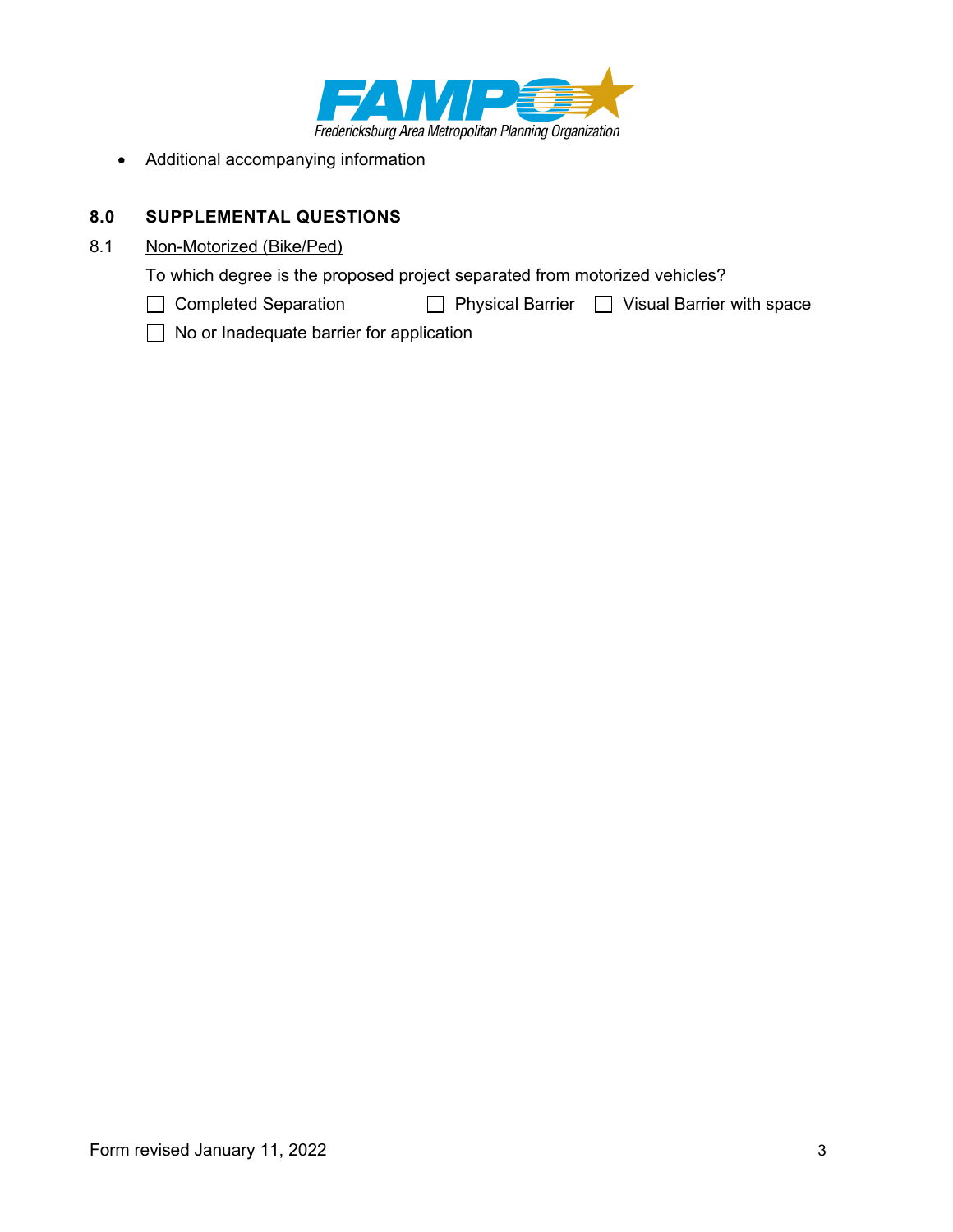- Additional accompanying information

## 8.0 SUPPLEMENTAL QUESTIONS

8.1 Non-Motorized (Bike/Ped)

To which degree is the proposed project separated from motorized vehicles?

☐ Completed Separation ☐ Physical Barrier ☐ Visual Barrier with space

☐ No or Inadequate barrier for application

Form revised January 11, 2022